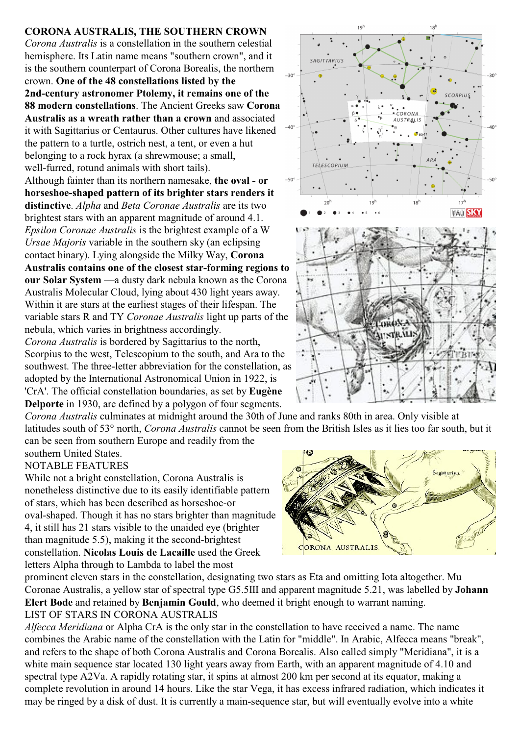**CORONA AUSTRALIS, THE SOUTHERN CROWN**

*Corona Australis* is a constellation in the southern celestial hemisphere. Its Latin name means "southern crown", and it is the southern counterpart of Corona Borealis, the northern crown. **One of the 48 constellations listed by the 2nd-century astronomer Ptolemy, it remains one of the 88 modern constellations**. The Ancient Greeks saw **Corona Australis as a wreath rather than a crown** and associated it with Sagittarius or Centaurus. Other cultures have likened the pattern to a turtle, ostrich nest, a tent, or even a hut belonging to a rock hyrax (a shrewmouse; a small, well-furred, rotund animals with short tails).

Although fainter than its northern namesake, **the oval - or horseshoe-shaped pattern of its brighter stars renders it distinctive**. *Alpha* and *Beta Coronae Australis* are its two brightest stars with an apparent magnitude of around 4.1. *Epsilon Coronae Australis* is the brightest example of a W *Ursae Majoris* variable in the southern sky (an eclipsing contact binary). Lying alongside the Milky Way, **Corona Australis contains one of the closest star-forming regions to our Solar System** —a dusty dark nebula known as the Corona Australis Molecular Cloud, lying about 430 light years away. Within it are stars at the earliest stages of their lifespan. The variable stars R and TY *Coronae Australis* light up parts of the nebula, which varies in brightness accordingly.

*Corona Australis* is bordered by Sagittarius to the north, Scorpius to the west, Telescopium to the south, and Ara to the southwest. The three-letter abbreviation for the constellation, as adopted by the International Astronomical Union in 1922, is 'CrA'. The official constellation boundaries, as set by **Eugène Delporte** in 1930, are defined by a polygon of four segments.

*Corona Australis* culminates at midnight around the 30th of June and ranks 80th in area. Only visible at latitudes south of 53° north, *Corona Australis* cannot be seen from the British Isles as it lies too far south, but it can be seen from southern Europe and readily from the southern United States.

NOTABLE FEATURES

While not a bright constellation, Corona Australis is nonetheless distinctive due to its easily identifiable pattern of stars, which has been described as horseshoe-or oval-shaped. Though it has no stars brighter than magnitude 4, it still has 21 stars visible to the unaided eye (brighter than magnitude 5.5), making it the second-brightest constellation. **Nicolas Louis de Lacaille** used the Greek letters Alpha through to Lambda to label the most prominent eleven stars in the constellation, designating two stars as Eta and omitting Iota altogether. Mu Coronae Australis, a yellow star of spectral type G5.5III and apparent magnitude 5.21, was labelled by **Johann Elert Bode** and retained by **Benjamin Gould**, who deemed it bright enough to warrant naming.

LIST OF STARS IN CORONA AUSTRALIS

*Alfecca Meridiana* or Alpha CrA is the only star in the constellation to have received a name. The name combines the Arabic name of the constellation with the Latin for "middle". In Arabic, Alfecca means "break", and refers to the shape of both Corona Australis and Corona Borealis. Also called simply "Meridiana", it is a white main sequence star located 130 light years away from Earth, with an apparent magnitude of 4.10 and spectral type A2Va. A rapidly rotating star, it spins at almost 200 km per second at its equator, making a complete revolution in around 14 hours. Like the star Vega, it has excess infrared radiation, which indicates it may be ringed by a disk of dust. It is currently a main-sequence star, but will eventually evolve into a white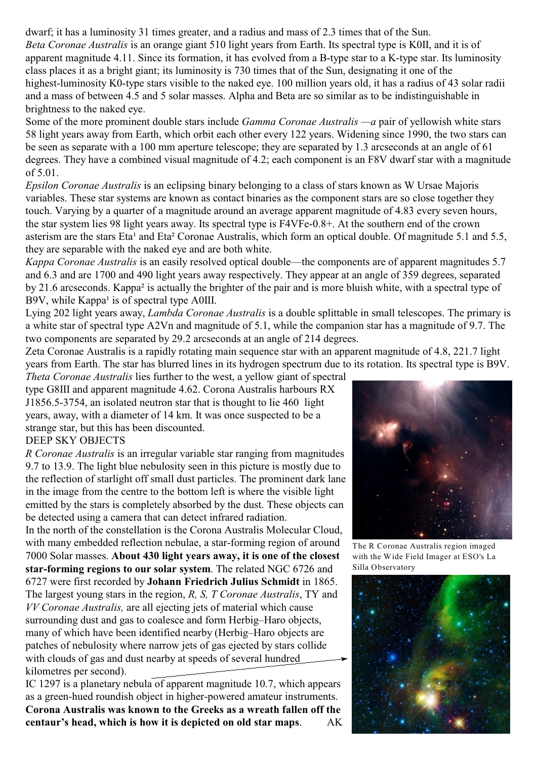dwarf; it has a luminosity 31 times greater, and a radius and mass of 2.3 times that of the Sun.

*Beta Coronae Australis* is an orange giant 510 light years from Earth. Its spectral type is K0II, and it is of apparent magnitude 4.11. Since its formation, it has evolved from a B-type star to a K-type star. Its luminosity class places it as a bright giant; its luminosity is 730 times that of the Sun, designating it one of the highest-luminosity K0-type stars visible to the naked eye. 100 million years old, it has a radius of 43 solar radii and a mass of between 4.5 and 5 solar masses. Alpha and Beta are so similar as to be indistinguishable in brightness to the naked eye.

Some of the more prominent double stars include *Gamma Coronae Australis —a* pair of yellowish white stars 58 light years away from Earth, which orbit each other every 122 years. Widening since 1990, the two stars can be seen as separate with a 100 mm aperture telescope; they are separated by 1.3 arcseconds at an angle of 61 degrees. They have a combined visual magnitude of 4.2; each component is an F8V dwarf star with a magnitude of 5.01.

*Epsilon Coronae Australis* is an eclipsing binary belonging to a class of stars known as W Ursae Majoris variables. These star systems are known as contact binaries as the component stars are so close together they touch. Varying by a quarter of a magnitude around an average apparent magnitude of 4.83 every seven hours, the star system lies 98 light years away. Its spectral type is F4VFe-0.8+. At the southern end of the crown asterism are the stars Eta¹ and Eta² Coronae Australis, which form an optical double. Of magnitude 5.1 and 5.5, they are separable with the naked eye and are both white.

*Kappa Coronae Australis* is an easily resolved optical double—the components are of apparent magnitudes 5.7 and 6.3 and are 1700 and 490 light years away respectively. They appear at an angle of 359 degrees, separated by 21.6 arcseconds. Kappa² is actually the brighter of the pair and is more bluish white, with a spectral type of B9V, while Kappa¹ is of spectral type A0III.

Lying 202 light years away, *Lambda Coronae Australis* is a double splittable in small telescopes. The primary is a white star of spectral type A2Vn and magnitude of 5.1, while the companion star has a magnitude of 9.7. The two components are separated by 29.2 arcseconds at an angle of 214 degrees.

Zeta Coronae Australis is a rapidly rotating main sequence star with an apparent magnitude of 4.8, 221.7 light years from Earth. The star has blurred lines in its hydrogen spectrum due to its rotation. Its spectral type is B9V.

*Theta Coronae Australis* lies further to the west, a yellow giant of spectral type G8III and apparent magnitude 4.62. Corona Australis harbours RX J1856.5-3754, an isolated neutron star that is thought to lie 460 light years, away, with a diameter of 14 km. It was once suspected to be a strange star, but this has been discounted.

DEEP SKY OBJECTS

*R Coronae Australis* is an irregular variable star ranging from magnitudes 9.7 to 13.9. The light blue nebulosity seen in this picture is mostly due to the reflection of starlight off small dust particles. The prominent dark lane in the image from the centre to the bottom left is where the visible light emitted by the stars is completely absorbed by the dust. These objects can be detected using a camera that can detect infrared radiation.

The R Coronae Australis region imaged with the Wide Field Imager at ESO's La Silla Observatory

In the north of the constellation is the Corona Australis Molecular Cloud, with many embedded reflection nebulae, a star-forming region of around 7000 Solar masses. **About 430 light years away, it is one of the closest star-forming regions to our solar system**. The related NGC 6726 and 6727 were first recorded by **Johann Friedrich Julius Schmidt** in 1865. The largest young stars in the region, *R, S, T Coronae Australis*, TY and *VV Coronae Australis,* are all ejecting jets of material which cause surrounding dust and gas to coalesce and form Herbig–Haro objects, many of which have been identified nearby (Herbig–Haro objects are patches of nebulosity where narrow jets of gas ejected by stars collide with clouds of gas and dust nearby at speeds of several hundred kilometres per second).

IC 1297 is a planetary nebula of apparent magnitude 10.7, which appears as a green-hued roundish object in higher-powered amateur instruments.

**Corona Australis was known to the Greeks as a wreath fallen off the centaur's head, which is how it is depicted on old star maps**. AK